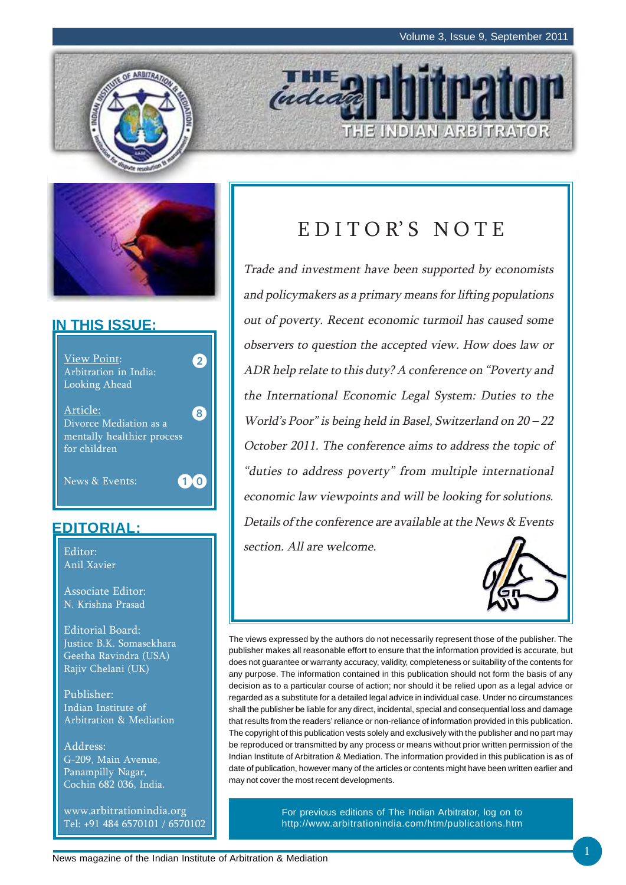# THE INDIAN ARBITRATOR

## IN THIS ISSUE:

- View Point: Arbitration in India: Looking Ahead — 2
- Article: Divorce Mediation as a mentally healthier process for children — 8
- News & Events: — 10

## EDITORIAL:

Editor:
Anil Xavier

Associate Editor:
N. Krishna Prasad

Editorial Board:
Justice B.K. Somasekhara
Geetha Ravindra (USA)
Rajiv Chelani (UK)

Publisher:
Indian Institute of Arbitration & Mediation

Address:
G-209, Main Avenue,
Panampilly Nagar,
Cochin 682 036, India.

www.arbitrationindia.org
Tel: +91 484 6570101 / 6570102

# EDITOR'S NOTE

*Trade and investment have been supported by economists and policymakers as a primary means for lifting populations out of poverty. Recent economic turmoil has caused some observers to question the accepted view. How does law or ADR help relate to this duty? A conference on "Poverty and the International Economic Legal System: Duties to the World's Poor" is being held in Basel, Switzerland on 20 – 22 October 2011. The conference aims to address the topic of "duties to address poverty" from multiple international economic law viewpoints and will be looking for solutions. Details of the conference are available at the News & Events section. All are welcome.*

The views expressed by the authors do not necessarily represent those of the publisher. The publisher makes all reasonable effort to ensure that the information provided is accurate, but does not guarantee or warranty accuracy, validity, completeness or suitability of the contents for any purpose. The information contained in this publication should not form the basis of any decision as to a particular course of action; nor should it be relied upon as a legal advice or regarded as a substitute for a detailed legal advice in individual case. Under no circumstances shall the publisher be liable for any direct, incidental, special and consequential loss and damage that results from the readers' reliance or non-reliance of information provided in this publication. The copyright of this publication vests solely and exclusively with the publisher and no part may be reproduced or transmitted by any process or means without prior written permission of the Indian Institute of Arbitration & Mediation. The information provided in this publication is as of date of publication, however many of the articles or contents might have been written earlier and may not cover the most recent developments.

For previous editions of The Indian Arbitrator, log on to http://www.arbitrationindia.com/htm/publications.htm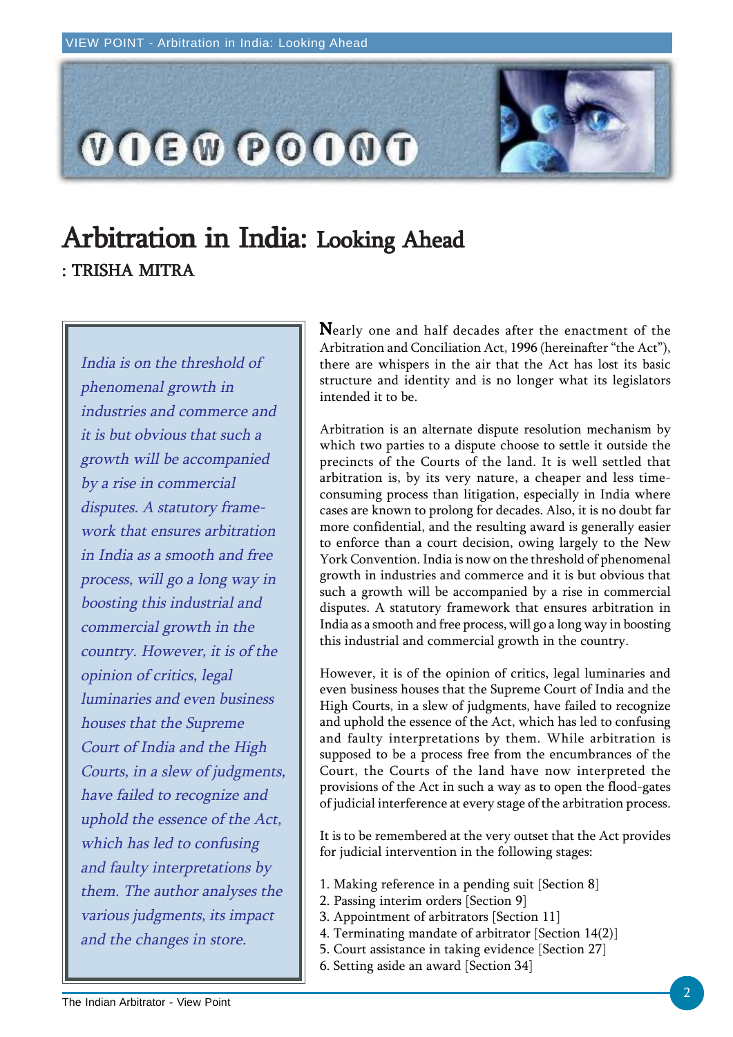# Arbitration in India: Looking Ahead

: TRISHA MITRA

*India is on the threshold of phenomenal growth in industries and commerce and it is but obvious that such a growth will be accompanied by a rise in commercial disputes. A statutory framework that ensures arbitration in India as a smooth and free process, will go a long way in boosting this industrial and commercial growth in the country. However, it is of the opinion of critics, legal luminaries and even business houses that the Supreme Court of India and the High Courts, in a slew of judgments, have failed to recognize and uphold the essence of the Act, which has led to confusing and faulty interpretations by them. The author analyses the various judgments, its impact and the changes in store.*

Nearly one and half decades after the enactment of the Arbitration and Conciliation Act, 1996 (hereinafter "the Act"), there are whispers in the air that the Act has lost its basic structure and identity and is no longer what its legislators intended it to be.

Arbitration is an alternate dispute resolution mechanism by which two parties to a dispute choose to settle it outside the precincts of the Courts of the land. It is well settled that arbitration is, by its very nature, a cheaper and less time-consuming process than litigation, especially in India where cases are known to prolong for decades. Also, it is no doubt far more confidential, and the resulting award is generally easier to enforce than a court decision, owing largely to the New York Convention. India is now on the threshold of phenomenal growth in industries and commerce and it is but obvious that such a growth will be accompanied by a rise in commercial disputes. A statutory framework that ensures arbitration in India as a smooth and free process, will go a long way in boosting this industrial and commercial growth in the country.

However, it is of the opinion of critics, legal luminaries and even business houses that the Supreme Court of India and the High Courts, in a slew of judgments, have failed to recognize and uphold the essence of the Act, which has led to confusing and faulty interpretations by them. While arbitration is supposed to be a process free from the encumbrances of the Court, the Courts of the land have now interpreted the provisions of the Act in such a way as to open the flood-gates of judicial interference at every stage of the arbitration process.

It is to be remembered at the very outset that the Act provides for judicial intervention in the following stages:

1. Making reference in a pending suit [Section 8]
2. Passing interim orders [Section 9]
3. Appointment of arbitrators [Section 11]
4. Terminating mandate of arbitrator [Section 14(2)]
5. Court assistance in taking evidence [Section 27]
6. Setting aside an award [Section 34]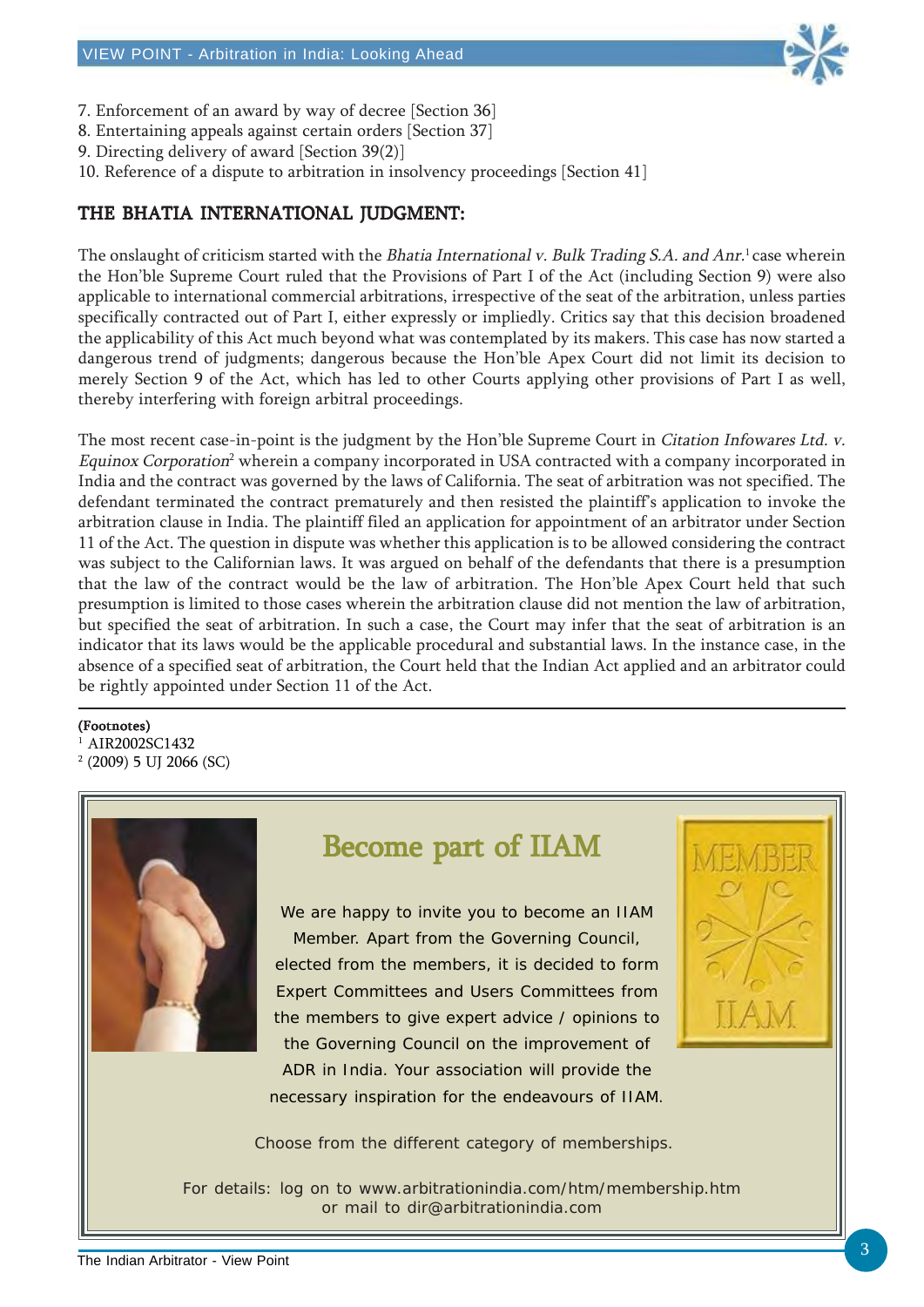7. Enforcement of an award by way of decree [Section 36]
8. Entertaining appeals against certain orders [Section 37]
9. Directing delivery of award [Section 39(2)]
10. Reference of a dispute to arbitration in insolvency proceedings [Section 41]

## THE BHATIA INTERNATIONAL JUDGMENT:

The onslaught of criticism started with the *Bhatia International v. Bulk Trading S.A. and Anr.*[1] case wherein the Hon'ble Supreme Court ruled that the Provisions of Part I of the Act (including Section 9) were also applicable to international commercial arbitrations, irrespective of the seat of the arbitration, unless parties specifically contracted out of Part I, either expressly or impliedly. Critics say that this decision broadened the applicability of this Act much beyond what was contemplated by its makers. This case has now started a dangerous trend of judgments; dangerous because the Hon'ble Apex Court did not limit its decision to merely Section 9 of the Act, which has led to other Courts applying other provisions of Part I as well, thereby interfering with foreign arbitral proceedings.

The most recent case-in-point is the judgment by the Hon'ble Supreme Court in *Citation Infowares Ltd. v. Equinox Corporation*[2] wherein a company incorporated in USA contracted with a company incorporated in India and the contract was governed by the laws of California. The seat of arbitration was not specified. The defendant terminated the contract prematurely and then resisted the plaintiff's application to invoke the arbitration clause in India. The plaintiff filed an application for appointment of an arbitrator under Section 11 of the Act. The question in dispute was whether this application is to be allowed considering the contract was subject to the Californian laws. It was argued on behalf of the defendants that there is a presumption that the law of the contract would be the law of arbitration. The Hon'ble Apex Court held that such presumption is limited to those cases wherein the arbitration clause did not mention the law of arbitration, but specified the seat of arbitration. In such a case, the Court may infer that the seat of arbitration is an indicator that its laws would be the applicable procedural and substantial laws. In the instance case, in the absence of a specified seat of arbitration, the Court held that the Indian Act applied and an arbitrator could be rightly appointed under Section 11 of the Act.

**(Footnotes)**

[1] AIR2002SC1432

[2] (2009) 5 UJ 2066 (SC)

## Become part of IIAM

We are happy to invite you to become an IIAM Member. Apart from the Governing Council, elected from the members, it is decided to form Expert Committees and Users Committees from the members to give expert advice / opinions to the Governing Council on the improvement of ADR in India. Your association will provide the necessary inspiration for the endeavours of IIAM.

MEMBER IIAM

Choose from the different category of memberships.

For details: log on to www.arbitrationindia.com/htm/membership.htm
or mail to dir@arbitrationindia.com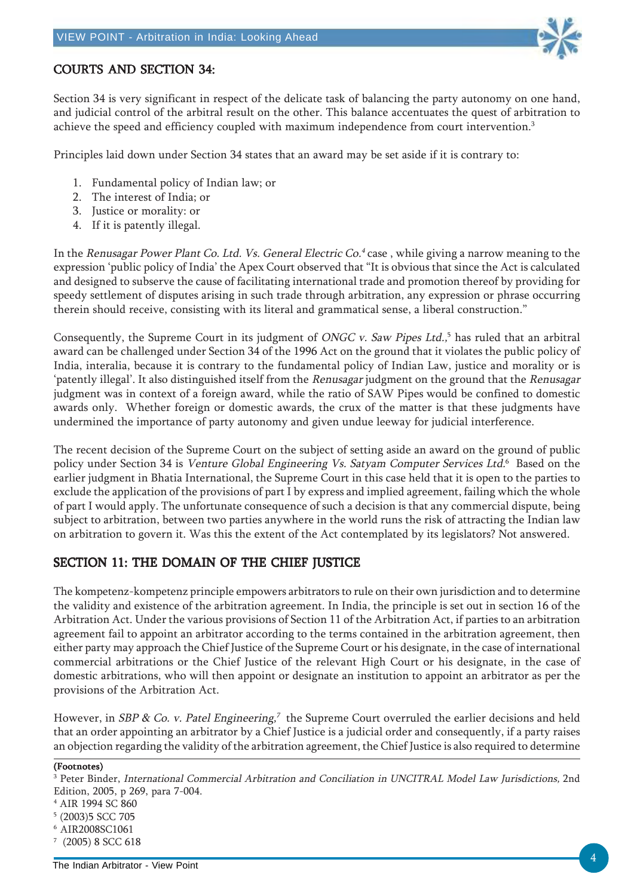## COURTS AND SECTION 34:

Section 34 is very significant in respect of the delicate task of balancing the party autonomy on one hand, and judicial control of the arbitral result on the other. This balance accentuates the quest of arbitration to achieve the speed and efficiency coupled with maximum independence from court intervention.[3]

Principles laid down under Section 34 states that an award may be set aside if it is contrary to:

1. Fundamental policy of Indian law; or
2. The interest of India; or
3. Justice or morality: or
4. If it is patently illegal.

In the *Renusagar Power Plant Co. Ltd. Vs. General Electric Co.*[4] case , while giving a narrow meaning to the expression 'public policy of India' the Apex Court observed that "It is obvious that since the Act is calculated and designed to subserve the cause of facilitating international trade and promotion thereof by providing for speedy settlement of disputes arising in such trade through arbitration, any expression or phrase occurring therein should receive, consisting with its literal and grammatical sense, a liberal construction."

Consequently, the Supreme Court in its judgment of *ONGC v. Saw Pipes Ltd.*,[5] has ruled that an arbitral award can be challenged under Section 34 of the 1996 Act on the ground that it violates the public policy of India, interalia, because it is contrary to the fundamental policy of Indian Law, justice and morality or is 'patently illegal'. It also distinguished itself from the *Renusagar* judgment on the ground that the *Renusagar* judgment was in context of a foreign award, while the ratio of SAW Pipes would be confined to domestic awards only. Whether foreign or domestic awards, the crux of the matter is that these judgments have undermined the importance of party autonomy and given undue leeway for judicial interference.

The recent decision of the Supreme Court on the subject of setting aside an award on the ground of public policy under Section 34 is *Venture Global Engineering Vs. Satyam Computer Services Ltd.*[6] Based on the earlier judgment in Bhatia International, the Supreme Court in this case held that it is open to the parties to exclude the application of the provisions of part I by express and implied agreement, failing which the whole of part I would apply. The unfortunate consequence of such a decision is that any commercial dispute, being subject to arbitration, between two parties anywhere in the world runs the risk of attracting the Indian law on arbitration to govern it. Was this the extent of the Act contemplated by its legislators? Not answered.

## SECTION 11: THE DOMAIN OF THE CHIEF JUSTICE

The kompetenz-kompetenz principle empowers arbitrators to rule on their own jurisdiction and to determine the validity and existence of the arbitration agreement. In India, the principle is set out in section 16 of the Arbitration Act. Under the various provisions of Section 11 of the Arbitration Act, if parties to an arbitration agreement fail to appoint an arbitrator according to the terms contained in the arbitration agreement, then either party may approach the Chief Justice of the Supreme Court or his designate, in the case of international commercial arbitrations or the Chief Justice of the relevant High Court or his designate, in the case of domestic arbitrations, who will then appoint or designate an institution to appoint an arbitrator as per the provisions of the Arbitration Act.

However, in *SBP & Co. v. Patel Engineering*,[7] the Supreme Court overruled the earlier decisions and held that an order appointing an arbitrator by a Chief Justice is a judicial order and consequently, if a party raises an objection regarding the validity of the arbitration agreement, the Chief Justice is also required to determine

**(Footnotes)**

[3] Peter Binder, *International Commercial Arbitration and Conciliation in UNCITRAL Model Law Jurisdictions,* 2nd Edition, 2005, p 269, para 7-004.

[4] AIR 1994 SC 860

[5] (2003)5 SCC 705

[6] AIR2008SC1061

[7] (2005) 8 SCC 618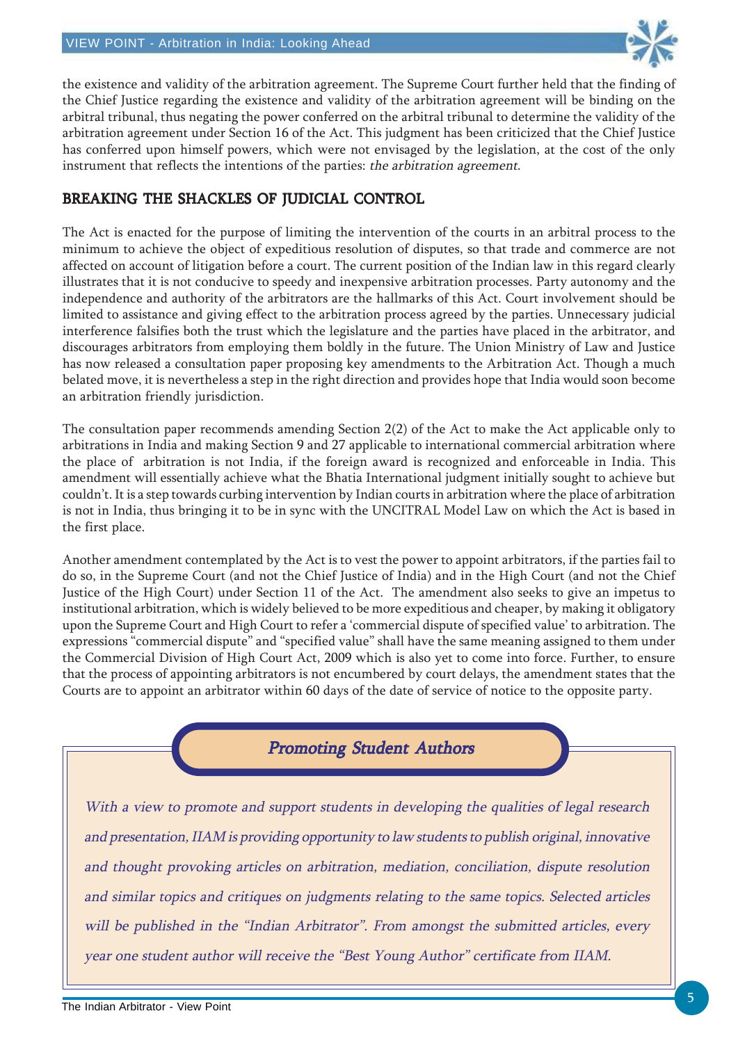the existence and validity of the arbitration agreement. The Supreme Court further held that the finding of the Chief Justice regarding the existence and validity of the arbitration agreement will be binding on the arbitral tribunal, thus negating the power conferred on the arbitral tribunal to determine the validity of the arbitration agreement under Section 16 of the Act. This judgment has been criticized that the Chief Justice has conferred upon himself powers, which were not envisaged by the legislation, at the cost of the only instrument that reflects the intentions of the parties: *the arbitration agreement*.

## BREAKING THE SHACKLES OF JUDICIAL CONTROL

The Act is enacted for the purpose of limiting the intervention of the courts in an arbitral process to the minimum to achieve the object of expeditious resolution of disputes, so that trade and commerce are not affected on account of litigation before a court. The current position of the Indian law in this regard clearly illustrates that it is not conducive to speedy and inexpensive arbitration processes. Party autonomy and the independence and authority of the arbitrators are the hallmarks of this Act. Court involvement should be limited to assistance and giving effect to the arbitration process agreed by the parties. Unnecessary judicial interference falsifies both the trust which the legislature and the parties have placed in the arbitrator, and discourages arbitrators from employing them boldly in the future. The Union Ministry of Law and Justice has now released a consultation paper proposing key amendments to the Arbitration Act. Though a much belated move, it is nevertheless a step in the right direction and provides hope that India would soon become an arbitration friendly jurisdiction.

The consultation paper recommends amending Section 2(2) of the Act to make the Act applicable only to arbitrations in India and making Section 9 and 27 applicable to international commercial arbitration where the place of arbitration is not India, if the foreign award is recognized and enforceable in India. This amendment will essentially achieve what the Bhatia International judgment initially sought to achieve but couldn't. It is a step towards curbing intervention by Indian courts in arbitration where the place of arbitration is not in India, thus bringing it to be in sync with the UNCITRAL Model Law on which the Act is based in the first place.

Another amendment contemplated by the Act is to vest the power to appoint arbitrators, if the parties fail to do so, in the Supreme Court (and not the Chief Justice of India) and in the High Court (and not the Chief Justice of the High Court) under Section 11 of the Act. The amendment also seeks to give an impetus to institutional arbitration, which is widely believed to be more expeditious and cheaper, by making it obligatory upon the Supreme Court and High Court to refer a 'commercial dispute of specified value' to arbitration. The expressions "commercial dispute" and "specified value" shall have the same meaning assigned to them under the Commercial Division of High Court Act, 2009 which is also yet to come into force. Further, to ensure that the process of appointing arbitrators is not encumbered by court delays, the amendment states that the Courts are to appoint an arbitrator within 60 days of the date of service of notice to the opposite party.

### *Promoting Student Authors*

*With a view to promote and support students in developing the qualities of legal research and presentation, IIAM is providing opportunity to law students to publish original, innovative and thought provoking articles on arbitration, mediation, conciliation, dispute resolution and similar topics and critiques on judgments relating to the same topics. Selected articles will be published in the "Indian Arbitrator". From amongst the submitted articles, every year one student author will receive the "Best Young Author" certificate from IIAM.*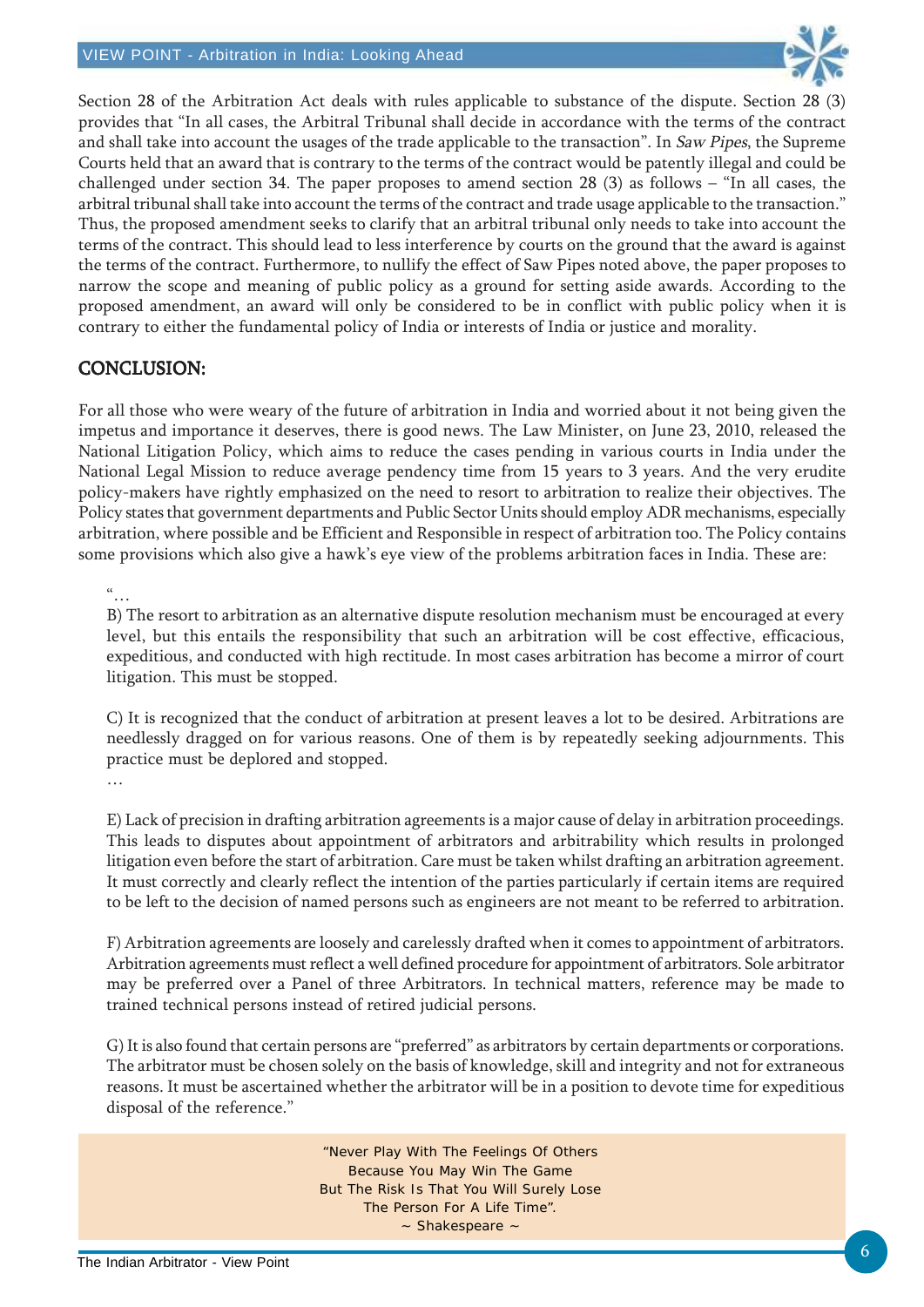Section 28 of the Arbitration Act deals with rules applicable to substance of the dispute. Section 28 (3) provides that "In all cases, the Arbitral Tribunal shall decide in accordance with the terms of the contract and shall take into account the usages of the trade applicable to the transaction". In *Saw Pipes*, the Supreme Courts held that an award that is contrary to the terms of the contract would be patently illegal and could be challenged under section 34. The paper proposes to amend section 28 (3) as follows – "In all cases, the arbitral tribunal shall take into account the terms of the contract and trade usage applicable to the transaction." Thus, the proposed amendment seeks to clarify that an arbitral tribunal only needs to take into account the terms of the contract. This should lead to less interference by courts on the ground that the award is against the terms of the contract. Furthermore, to nullify the effect of Saw Pipes noted above, the paper proposes to narrow the scope and meaning of public policy as a ground for setting aside awards. According to the proposed amendment, an award will only be considered to be in conflict with public policy when it is contrary to either the fundamental policy of India or interests of India or justice and morality.

## CONCLUSION:

For all those who were weary of the future of arbitration in India and worried about it not being given the impetus and importance it deserves, there is good news. The Law Minister, on June 23, 2010, released the National Litigation Policy, which aims to reduce the cases pending in various courts in India under the National Legal Mission to reduce average pendency time from 15 years to 3 years. And the very erudite policy-makers have rightly emphasized on the need to resort to arbitration to realize their objectives. The Policy states that government departments and Public Sector Units should employ ADR mechanisms, especially arbitration, where possible and be Efficient and Responsible in respect of arbitration too. The Policy contains some provisions which also give a hawk's eye view of the problems arbitration faces in India. These are:

> "…
>
> B) The resort to arbitration as an alternative dispute resolution mechanism must be encouraged at every level, but this entails the responsibility that such an arbitration will be cost effective, efficacious, expeditious, and conducted with high rectitude. In most cases arbitration has become a mirror of court litigation. This must be stopped.
>
> C) It is recognized that the conduct of arbitration at present leaves a lot to be desired. Arbitrations are needlessly dragged on for various reasons. One of them is by repeatedly seeking adjournments. This practice must be deplored and stopped.
>
> …
>
> E) Lack of precision in drafting arbitration agreements is a major cause of delay in arbitration proceedings. This leads to disputes about appointment of arbitrators and arbitrability which results in prolonged litigation even before the start of arbitration. Care must be taken whilst drafting an arbitration agreement. It must correctly and clearly reflect the intention of the parties particularly if certain items are required to be left to the decision of named persons such as engineers are not meant to be referred to arbitration.
>
> F) Arbitration agreements are loosely and carelessly drafted when it comes to appointment of arbitrators. Arbitration agreements must reflect a well defined procedure for appointment of arbitrators. Sole arbitrator may be preferred over a Panel of three Arbitrators. In technical matters, reference may be made to trained technical persons instead of retired judicial persons.
>
> G) It is also found that certain persons are "preferred" as arbitrators by certain departments or corporations. The arbitrator must be chosen solely on the basis of knowledge, skill and integrity and not for extraneous reasons. It must be ascertained whether the arbitrator will be in a position to devote time for expeditious disposal of the reference."

"Never Play With The Feelings Of Others
Because You May Win The Game
But The Risk Is That You Will Surely Lose
The Person For A Life Time".
~ Shakespeare ~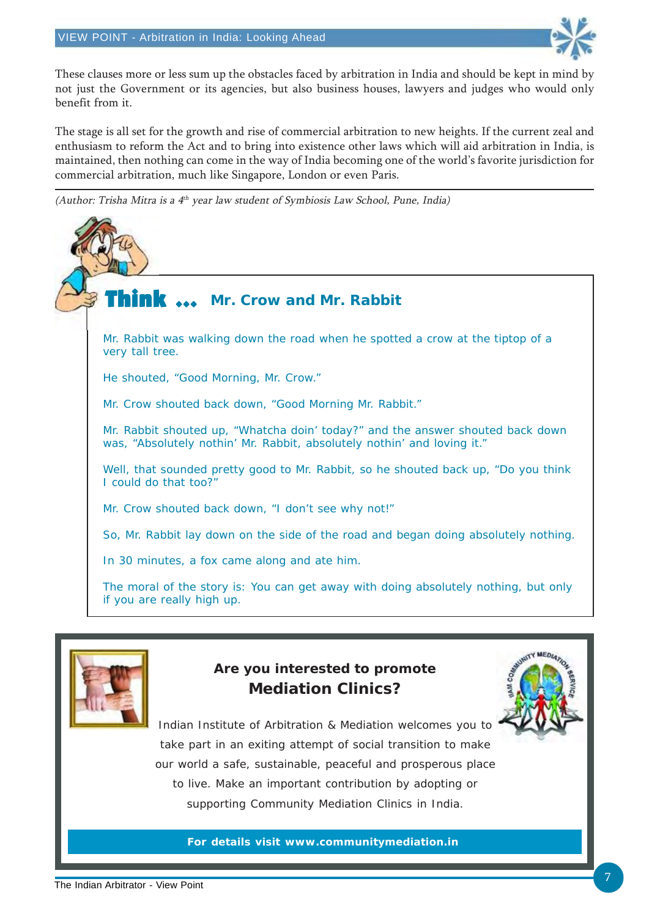These clauses more or less sum up the obstacles faced by arbitration in India and should be kept in mind by not just the Government or its agencies, but also business houses, lawyers and judges who would only benefit from it.

The stage is all set for the growth and rise of commercial arbitration to new heights. If the current zeal and enthusiasm to reform the Act and to bring into existence other laws which will aid arbitration in India, is maintained, then nothing can come in the way of India becoming one of the world's favorite jurisdiction for commercial arbitration, much like Singapore, London or even Paris.

---

*(Author: Trisha Mitra is a 4th year law student of Symbiosis Law School, Pune, India)*

## Think ... Mr. Crow and Mr. Rabbit

Mr. Rabbit was walking down the road when he spotted a crow at the tiptop of a very tall tree.

He shouted, "Good Morning, Mr. Crow."

Mr. Crow shouted back down, "Good Morning Mr. Rabbit."

Mr. Rabbit shouted up, "Whatcha doin' today?" and the answer shouted back down was, "Absolutely nothin' Mr. Rabbit, absolutely nothin' and loving it."

Well, that sounded pretty good to Mr. Rabbit, so he shouted back up, "Do you think I could do that too?"

Mr. Crow shouted back down, "I don't see why not!"

So, Mr. Rabbit lay down on the side of the road and began doing absolutely nothing.

In 30 minutes, a fox came along and ate him.

The moral of the story is: You can get away with doing absolutely nothing, but only if you are really high up.

### Are you interested to promote Mediation Clinics?

Indian Institute of Arbitration & Mediation welcomes you to take part in an exiting attempt of social transition to make our world a safe, sustainable, peaceful and prosperous place to live. Make an important contribution by adopting or supporting Community Mediation Clinics in India.

**For details visit www.communitymediation.in**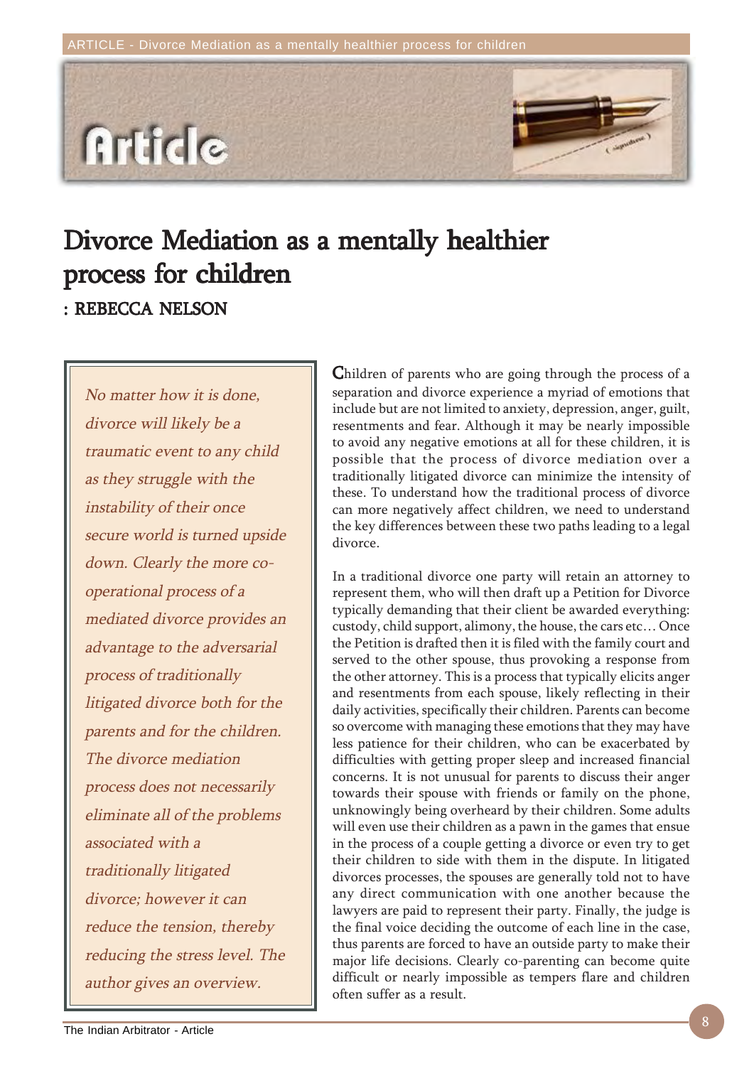# Divorce Mediation as a mentally healthier process for children

**: REBECCA NELSON**

*No matter how it is done, divorce will likely be a traumatic event to any child as they struggle with the instability of their once secure world is turned upside down. Clearly the more co-operational process of a mediated divorce provides an advantage to the adversarial process of traditionally litigated divorce both for the parents and for the children. The divorce mediation process does not necessarily eliminate all of the problems associated with a traditionally litigated divorce; however it can reduce the tension, thereby reducing the stress level. The author gives an overview.*

Children of parents who are going through the process of a separation and divorce experience a myriad of emotions that include but are not limited to anxiety, depression, anger, guilt, resentments and fear. Although it may be nearly impossible to avoid any negative emotions at all for these children, it is possible that the process of divorce mediation over a traditionally litigated divorce can minimize the intensity of these. To understand how the traditional process of divorce can more negatively affect children, we need to understand the key differences between these two paths leading to a legal divorce.

In a traditional divorce one party will retain an attorney to represent them, who will then draft up a Petition for Divorce typically demanding that their client be awarded everything: custody, child support, alimony, the house, the cars etc… Once the Petition is drafted then it is filed with the family court and served to the other spouse, thus provoking a response from the other attorney. This is a process that typically elicits anger and resentments from each spouse, likely reflecting in their daily activities, specifically their children. Parents can become so overcome with managing these emotions that they may have less patience for their children, who can be exacerbated by difficulties with getting proper sleep and increased financial concerns. It is not unusual for parents to discuss their anger towards their spouse with friends or family on the phone, unknowingly being overheard by their children. Some adults will even use their children as a pawn in the games that ensue in the process of a couple getting a divorce or even try to get their children to side with them in the dispute. In litigated divorces processes, the spouses are generally told not to have any direct communication with one another because the lawyers are paid to represent their party. Finally, the judge is the final voice deciding the outcome of each line in the case, thus parents are forced to have an outside party to make their major life decisions. Clearly co-parenting can become quite difficult or nearly impossible as tempers flare and children often suffer as a result.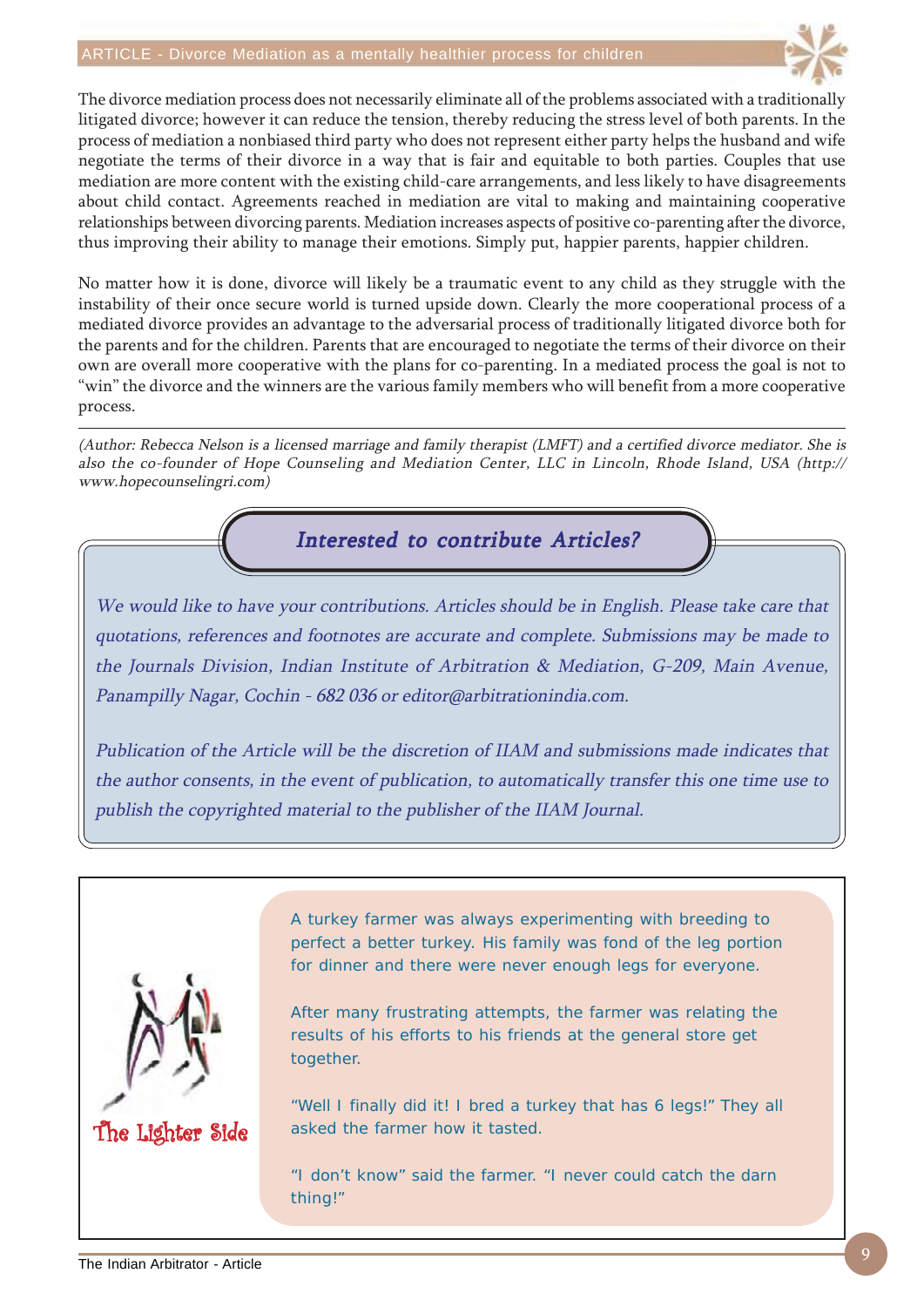The divorce mediation process does not necessarily eliminate all of the problems associated with a traditionally litigated divorce; however it can reduce the tension, thereby reducing the stress level of both parents. In the process of mediation a nonbiased third party who does not represent either party helps the husband and wife negotiate the terms of their divorce in a way that is fair and equitable to both parties. Couples that use mediation are more content with the existing child-care arrangements, and less likely to have disagreements about child contact. Agreements reached in mediation are vital to making and maintaining cooperative relationships between divorcing parents. Mediation increases aspects of positive co-parenting after the divorce, thus improving their ability to manage their emotions. Simply put, happier parents, happier children.

No matter how it is done, divorce will likely be a traumatic event to any child as they struggle with the instability of their once secure world is turned upside down. Clearly the more cooperational process of a mediated divorce provides an advantage to the adversarial process of traditionally litigated divorce both for the parents and for the children. Parents that are encouraged to negotiate the terms of their divorce on their own are overall more cooperative with the plans for co-parenting. In a mediated process the goal is not to "win" the divorce and the winners are the various family members who will benefit from a more cooperative process.

---

*(Author: Rebecca Nelson is a licensed marriage and family therapist (LMFT) and a certified divorce mediator. She is also the co-founder of Hope Counseling and Mediation Center, LLC in Lincoln, Rhode Island, USA (http://www.hopecounselingri.com)*

## *Interested to contribute Articles?*

*We would like to have your contributions. Articles should be in English. Please take care that quotations, references and footnotes are accurate and complete. Submissions may be made to the Journals Division, Indian Institute of Arbitration & Mediation, G-209, Main Avenue, Panampilly Nagar, Cochin - 682 036 or editor@arbitrationindia.com.*

*Publication of the Article will be the discretion of IIAM and submissions made indicates that the author consents, in the event of publication, to automatically transfer this one time use to publish the copyrighted material to the publisher of the IIAM Journal.*

## The Lighter Side

A turkey farmer was always experimenting with breeding to perfect a better turkey. His family was fond of the leg portion for dinner and there were never enough legs for everyone.

After many frustrating attempts, the farmer was relating the results of his efforts to his friends at the general store get together.

"Well I finally did it! I bred a turkey that has 6 legs!" They all asked the farmer how it tasted.

"I don't know" said the farmer. "I never could catch the darn thing!"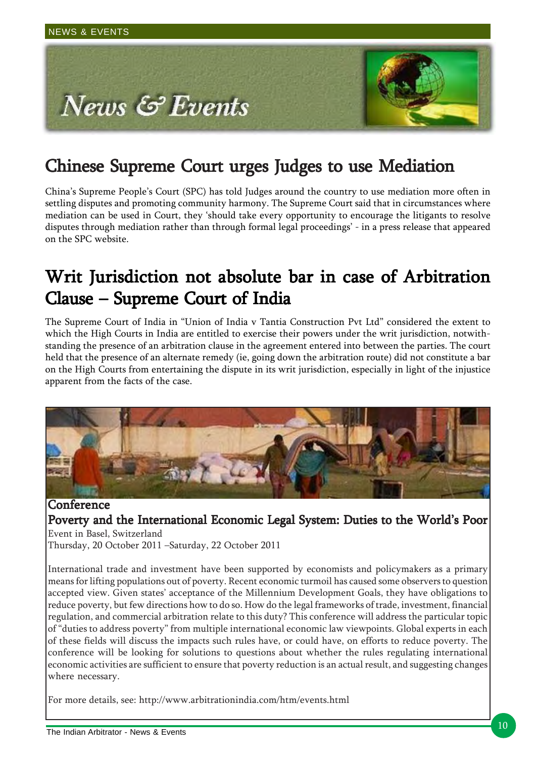# News & Events

## Chinese Supreme Court urges Judges to use Mediation

China's Supreme People's Court (SPC) has told Judges around the country to use mediation more often in settling disputes and promoting community harmony. The Supreme Court said that in circumstances where mediation can be used in Court, they 'should take every opportunity to encourage the litigants to resolve disputes through mediation rather than through formal legal proceedings' - in a press release that appeared on the SPC website.

## Writ Jurisdiction not absolute bar in case of Arbitration Clause – Supreme Court of India

The Supreme Court of India in "Union of India v Tantia Construction Pvt Ltd" considered the extent to which the High Courts in India are entitled to exercise their powers under the writ jurisdiction, notwithstanding the presence of an arbitration clause in the agreement entered into between the parties. The court held that the presence of an alternate remedy (ie, going down the arbitration route) did not constitute a bar on the High Courts from entertaining the dispute in its writ jurisdiction, especially in light of the injustice apparent from the facts of the case.

### Conference

### Poverty and the International Economic Legal System: Duties to the World's Poor

Event in Basel, Switzerland
Thursday, 20 October 2011 –Saturday, 22 October 2011

International trade and investment have been supported by economists and policymakers as a primary means for lifting populations out of poverty. Recent economic turmoil has caused some observers to question accepted view. Given states' acceptance of the Millennium Development Goals, they have obligations to reduce poverty, but few directions how to do so. How do the legal frameworks of trade, investment, financial regulation, and commercial arbitration relate to this duty? This conference will address the particular topic of "duties to address poverty" from multiple international economic law viewpoints. Global experts in each of these fields will discuss the impacts such rules have, or could have, on efforts to reduce poverty. The conference will be looking for solutions to questions about whether the rules regulating international economic activities are sufficient to ensure that poverty reduction is an actual result, and suggesting changes where necessary.

For more details, see: http://www.arbitrationindia.com/htm/events.html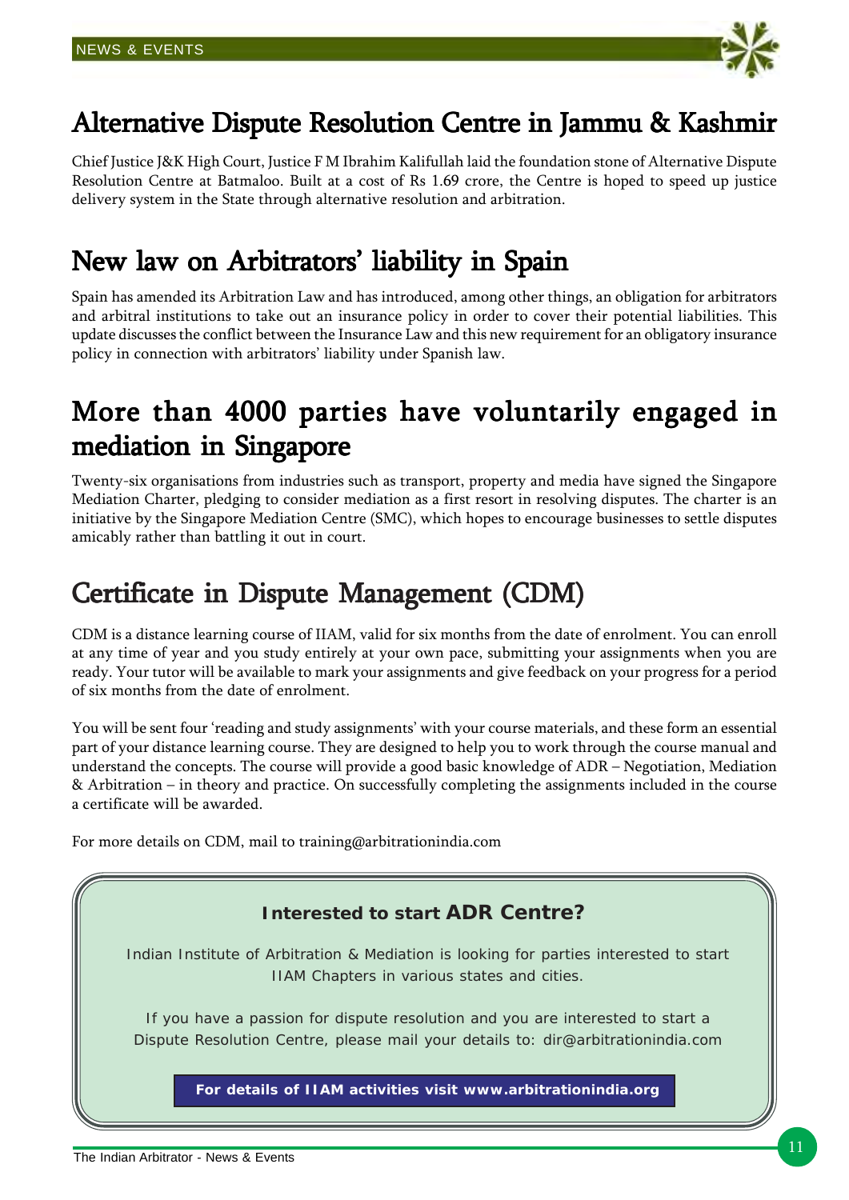# Alternative Dispute Resolution Centre in Jammu & Kashmir

Chief Justice J&K High Court, Justice F M Ibrahim Kalifullah laid the foundation stone of Alternative Dispute Resolution Centre at Batmaloo. Built at a cost of Rs 1.69 crore, the Centre is hoped to speed up justice delivery system in the State through alternative resolution and arbitration.

# New law on Arbitrators' liability in Spain

Spain has amended its Arbitration Law and has introduced, among other things, an obligation for arbitrators and arbitral institutions to take out an insurance policy in order to cover their potential liabilities. This update discusses the conflict between the Insurance Law and this new requirement for an obligatory insurance policy in connection with arbitrators' liability under Spanish law.

# More than 4000 parties have voluntarily engaged in mediation in Singapore

Twenty-six organisations from industries such as transport, property and media have signed the Singapore Mediation Charter, pledging to consider mediation as a first resort in resolving disputes. The charter is an initiative by the Singapore Mediation Centre (SMC), which hopes to encourage businesses to settle disputes amicably rather than battling it out in court.

# Certificate in Dispute Management (CDM)

CDM is a distance learning course of IIAM, valid for six months from the date of enrolment. You can enroll at any time of year and you study entirely at your own pace, submitting your assignments when you are ready. Your tutor will be available to mark your assignments and give feedback on your progress for a period of six months from the date of enrolment.

You will be sent four 'reading and study assignments' with your course materials, and these form an essential part of your distance learning course. They are designed to help you to work through the course manual and understand the concepts. The course will provide a good basic knowledge of ADR – Negotiation, Mediation & Arbitration – in theory and practice. On successfully completing the assignments included in the course a certificate will be awarded.

For more details on CDM, mail to training@arbitrationindia.com

**Interested to start ADR Centre?**

Indian Institute of Arbitration & Mediation is looking for parties interested to start IIAM Chapters in various states and cities.

If you have a passion for dispute resolution and you are interested to start a Dispute Resolution Centre, please mail your details to: dir@arbitrationindia.com

**For details of IIAM activities visit www.arbitrationindia.org**